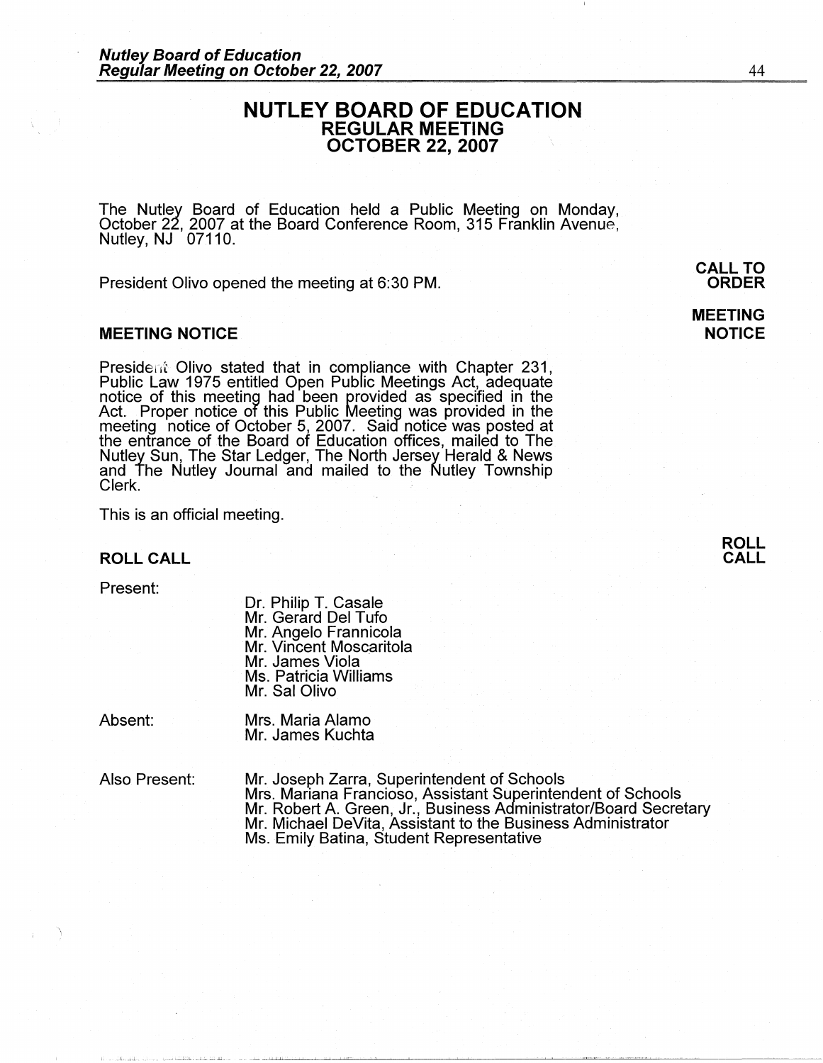# NUTLEY BOARD OF EDUCATION
## REGULAR MEETING
## OCTOBER 22, 2007

The Nutley Board of Education held a Public Meeting on Monday, October 22, 2007 at the Board Conference Room, 315 Franklin Avenue, Nutley, NJ 07110.

**CALL TO ORDER**

President Olivo opened the meeting at 6:30 PM.

**MEETING NOTICE**

### MEETING NOTICE

President Olivo stated that in compliance with Chapter 231, Public Law 1975 entitled Open Public Meetings Act, adequate notice of this meeting had been provided as specified in the Act. Proper notice of this Public Meeting was provided in the meeting notice of October 5, 2007. Said notice was posted at the entrance of the Board of Education offices, mailed to The Nutley Sun, The Star Ledger, The North Jersey Herald & News and The Nutley Journal and mailed to the Nutley Township Clerk.

This is an official meeting.

**ROLL CALL**

### ROLL CALL

Present:

- Dr. Philip T. Casale
- Mr. Gerard Del Tufo
- Mr. Angelo Frannicola
- Mr. Vincent Moscaritola
- Mr. James Viola
- Ms. Patricia Williams
- Mr. Sal Olivo

Absent:

- Mrs. Maria Alamo
- Mr. James Kuchta

Also Present:

- Mr. Joseph Zarra, Superintendent of Schools
- Mrs. Mariana Francioso, Assistant Superintendent of Schools
- Mr. Robert A. Green, Jr., Business Administrator/Board Secretary
- Mr. Michael DeVita, Assistant to the Business Administrator
- Ms. Emily Batina, Student Representative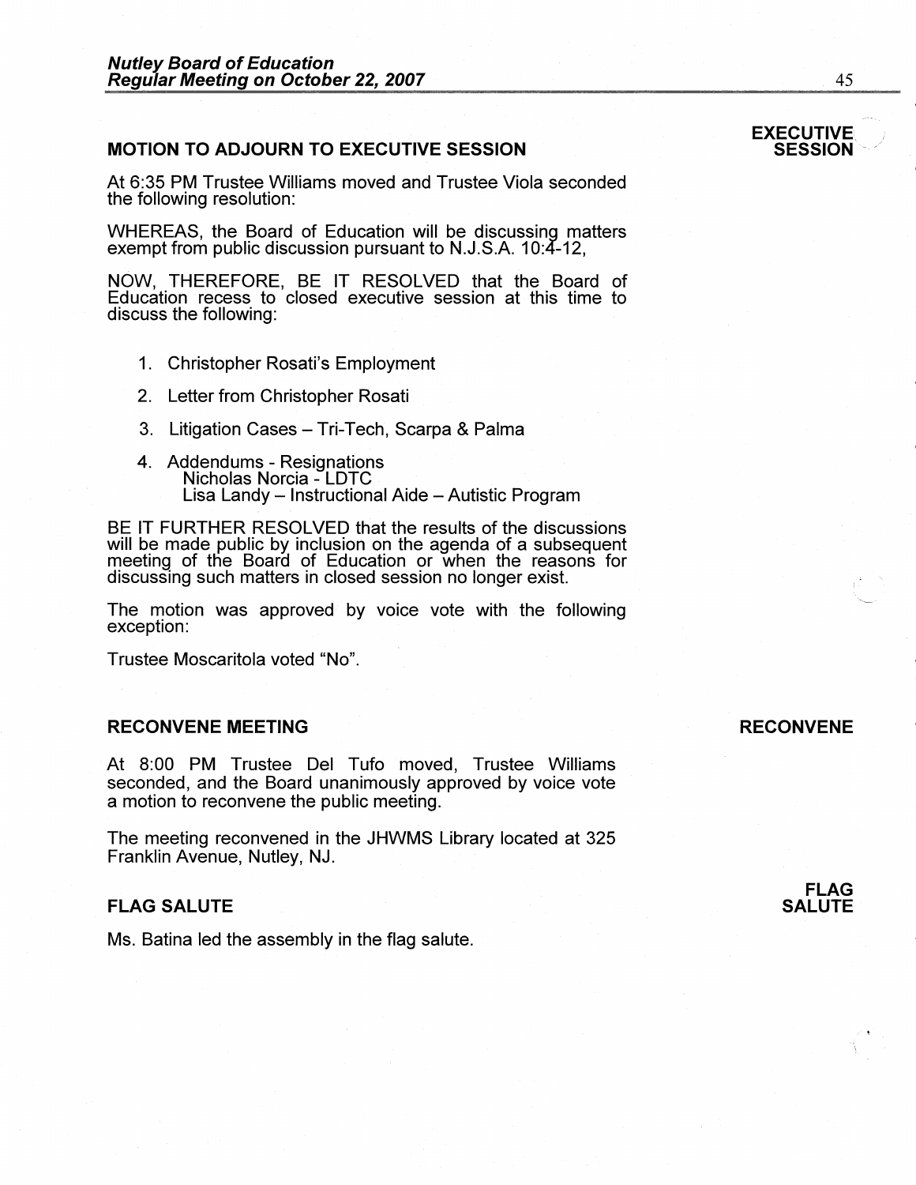**EXECUTIVE SESSION**

## MOTION TO ADJOURN TO EXECUTIVE SESSION

At 6:35 PM Trustee Williams moved and Trustee Viola seconded the following resolution:

WHEREAS, the Board of Education will be discussing matters exempt from public discussion pursuant to N.J.S.A. 10:4-12,

NOW, THEREFORE, BE IT RESOLVED that the Board of Education recess to closed executive session at this time to discuss the following:

1. Christopher Rosati's Employment
2. Letter from Christopher Rosati
3. Litigation Cases – Tri-Tech, Scarpa & Palma
4. Addendums - Resignations
   Nicholas Norcia - LDTC
   Lisa Landy – Instructional Aide – Autistic Program

BE IT FURTHER RESOLVED that the results of the discussions will be made public by inclusion on the agenda of a subsequent meeting of the Board of Education or when the reasons for discussing such matters in closed session no longer exist.

The motion was approved by voice vote with the following exception:

Trustee Moscaritola voted "No".

**RECONVENE**

## RECONVENE MEETING

At 8:00 PM Trustee Del Tufo moved, Trustee Williams seconded, and the Board unanimously approved by voice vote a motion to reconvene the public meeting.

The meeting reconvened in the JHWMS Library located at 325 Franklin Avenue, Nutley, NJ.

**FLAG SALUTE**

## FLAG SALUTE

Ms. Batina led the assembly in the flag salute.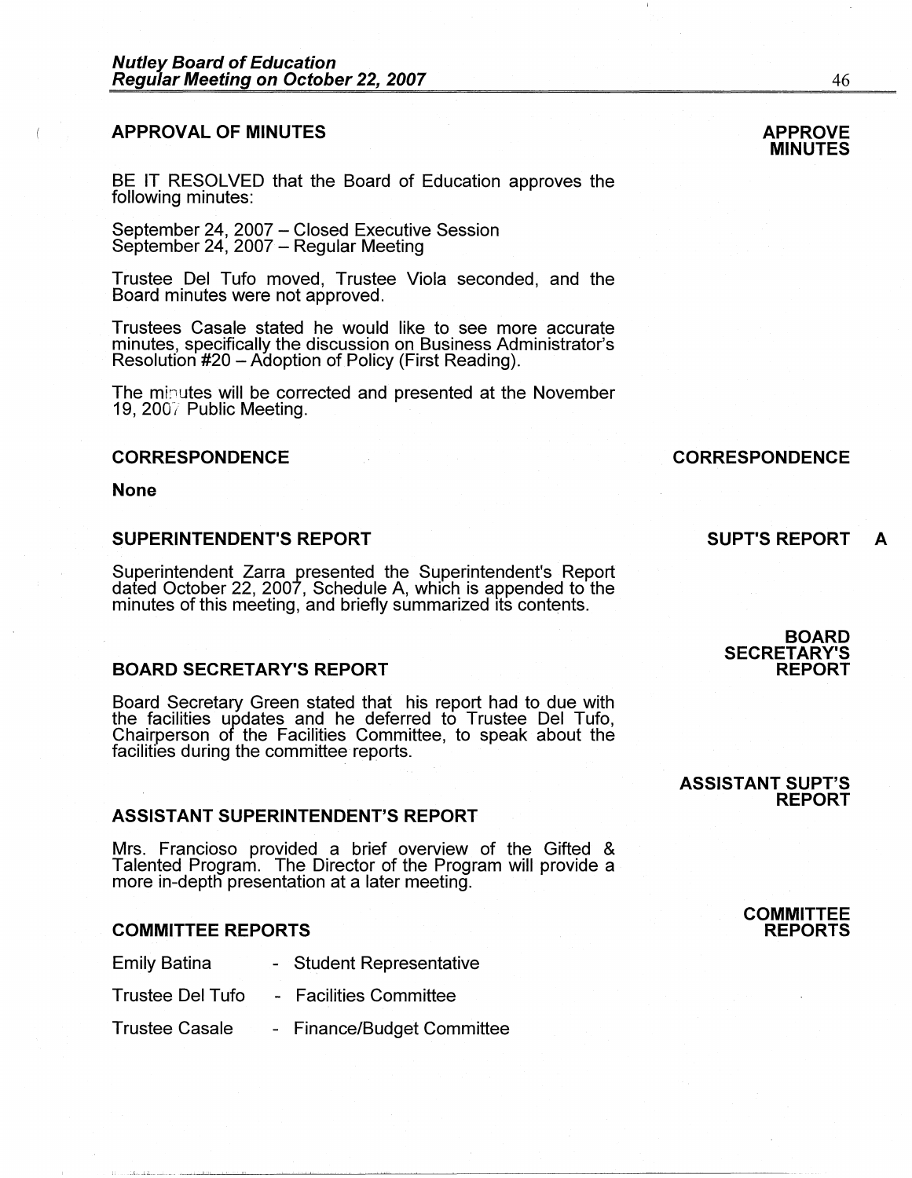## APPROVAL OF MINUTES

**APPROVE MINUTES**

BE IT RESOLVED that the Board of Education approves the following minutes:

September 24, 2007 – Closed Executive Session
September 24, 2007 – Regular Meeting

Trustee Del Tufo moved, Trustee Viola seconded, and the Board minutes were not approved.

Trustees Casale stated he would like to see more accurate minutes, specifically the discussion on Business Administrator's Resolution #20 – Adoption of Policy (First Reading).

The minutes will be corrected and presented at the November 19, 2007 Public Meeting.

## CORRESPONDENCE

**CORRESPONDENCE**

**None**

## SUPERINTENDENT'S REPORT

**SUPT'S REPORT A**

Superintendent Zarra presented the Superintendent's Report dated October 22, 2007, Schedule A, which is appended to the minutes of this meeting, and briefly summarized its contents.

## BOARD SECRETARY'S REPORT

**BOARD SECRETARY'S REPORT**

Board Secretary Green stated that his report had to due with the facilities updates and he deferred to Trustee Del Tufo, Chairperson of the Facilities Committee, to speak about the facilities during the committee reports.

## ASSISTANT SUPERINTENDENT'S REPORT

**ASSISTANT SUPT'S REPORT**

Mrs. Francioso provided a brief overview of the Gifted & Talented Program. The Director of the Program will provide a more in-depth presentation at a later meeting.

## COMMITTEE REPORTS

**COMMITTEE REPORTS**

Emily Batina - Student Representative

Trustee Del Tufo - Facilities Committee

Trustee Casale - Finance/Budget Committee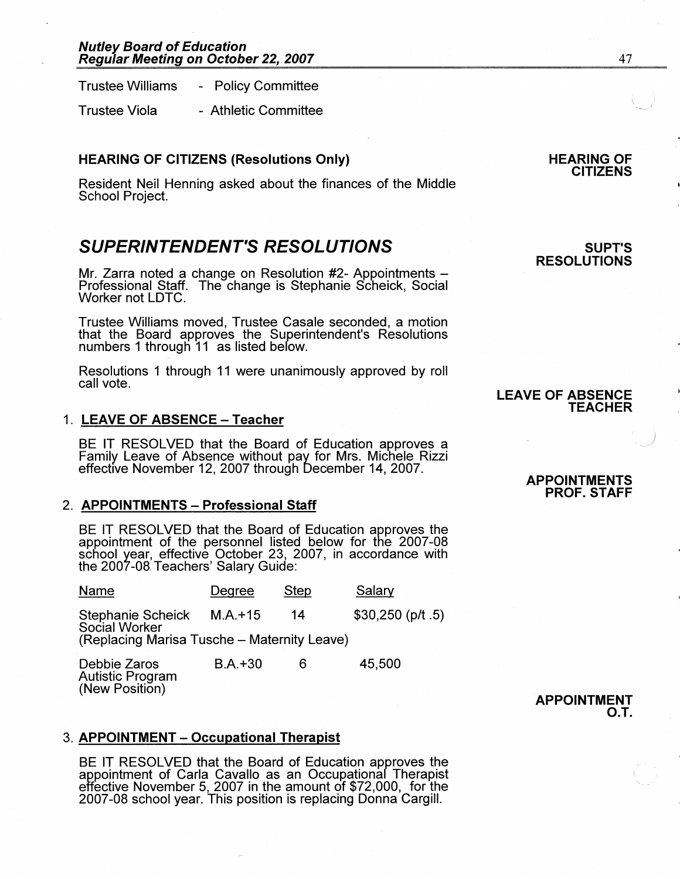Trustee Williams - Policy Committee

Trustee Viola - Athletic Committee

**HEARING OF CITIZENS (Resolutions Only)**

**HEARING OF CITIZENS**

Resident Neil Henning asked about the finances of the Middle School Project.

## *SUPERINTENDENT'S RESOLUTIONS*

**SUPT'S RESOLUTIONS**

Mr. Zarra noted a change on Resolution #2- Appointments – Professional Staff. The change is Stephanie Scheick, Social Worker not LDTC.

Trustee Williams moved, Trustee Casale seconded, a motion that the Board approves the Superintendent's Resolutions numbers 1 through 11 as listed below.

Resolutions 1 through 11 were unanimously approved by roll call vote.

**LEAVE OF ABSENCE TEACHER**

1. **LEAVE OF ABSENCE – Teacher**

BE IT RESOLVED that the Board of Education approves a Family Leave of Absence without pay for Mrs. Michele Rizzi effective November 12, 2007 through December 14, 2007.

**APPOINTMENTS PROF. STAFF**

2. **APPOINTMENTS – Professional Staff**

BE IT RESOLVED that the Board of Education approves the appointment of the personnel listed below for the 2007-08 school year, effective October 23, 2007, in accordance with the 2007-08 Teachers' Salary Guide:

| Name | Degree | Step | Salary |
|---|---|---|---|
| Stephanie Scheick<br>Social Worker<br>(Replacing Marisa Tusche – Maternity Leave) | M.A.+15 | 14 | $30,250 (p/t .5) |
| Debbie Zaros<br>Autistic Program<br>(New Position) | B.A.+30 | 6 | 45,500 |

**APPOINTMENT O.T.**

3. **APPOINTMENT – Occupational Therapist**

BE IT RESOLVED that the Board of Education approves the appointment of Carla Cavallo as an Occupational Therapist effective November 5, 2007 in the amount of $72,000, for the 2007-08 school year. This position is replacing Donna Cargill.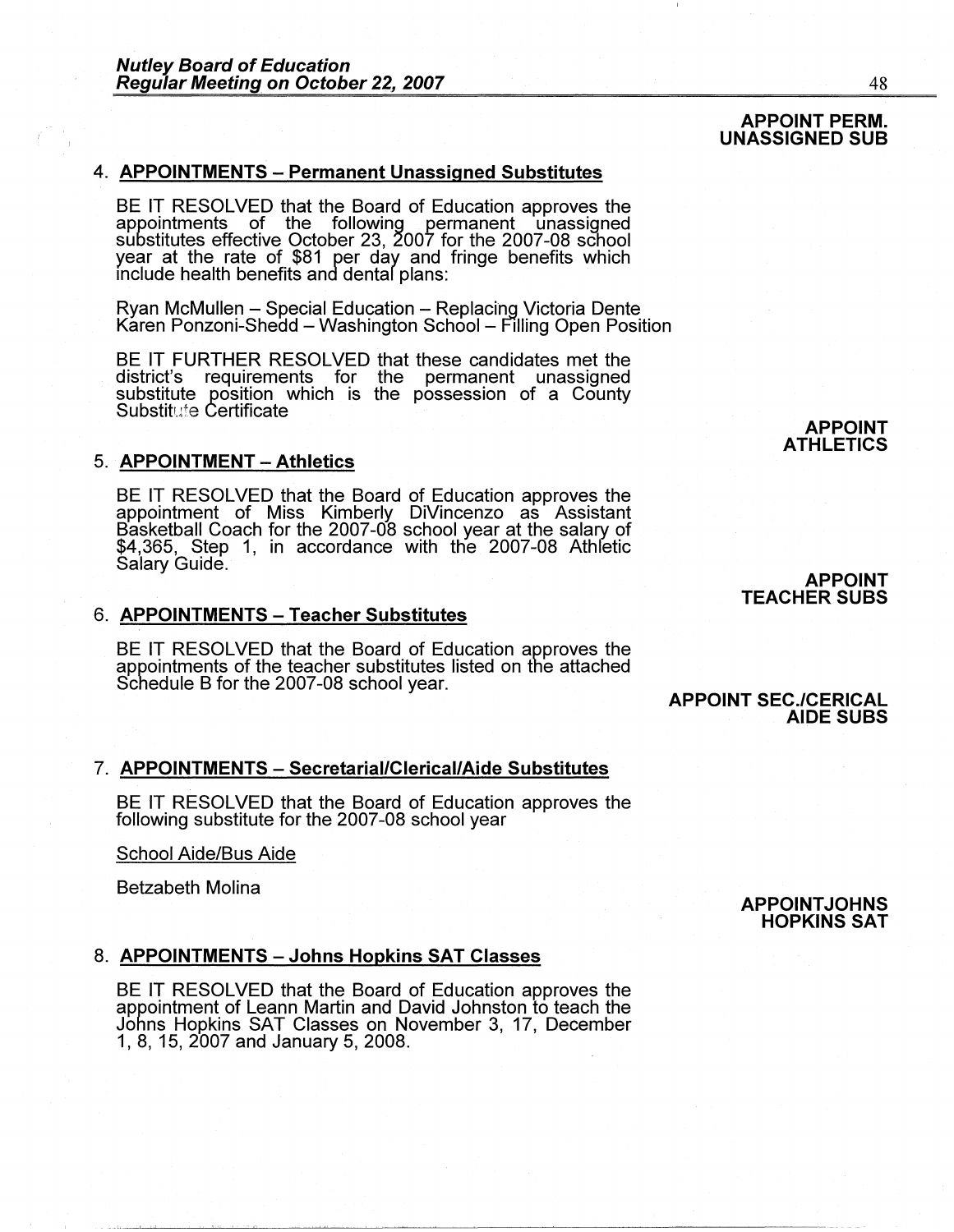**APPOINT PERM. UNASSIGNED SUB**

4. **APPOINTMENTS – Permanent Unassigned Substitutes**

BE IT RESOLVED that the Board of Education approves the appointments of the following permanent unassigned substitutes effective October 23, 2007 for the 2007-08 school year at the rate of $81 per day and fringe benefits which include health benefits and dental plans:

Ryan McMullen – Special Education – Replacing Victoria Dente
Karen Ponzoni-Shedd – Washington School – Filling Open Position

BE IT FURTHER RESOLVED that these candidates met the district's requirements for the permanent unassigned substitute position which is the possession of a County Substitute Certificate

**APPOINT ATHLETICS**

5. **APPOINTMENT – Athletics**

BE IT RESOLVED that the Board of Education approves the appointment of Miss Kimberly DiVincenzo as Assistant Basketball Coach for the 2007-08 school year at the salary of $4,365, Step 1, in accordance with the 2007-08 Athletic Salary Guide.

**APPOINT TEACHER SUBS**

6. **APPOINTMENTS – Teacher Substitutes**

BE IT RESOLVED that the Board of Education approves the appointments of the teacher substitutes listed on the attached Schedule B for the 2007-08 school year.

**APPOINT SEC./CERICAL AIDE SUBS**

7. **APPOINTMENTS – Secretarial/Clerical/Aide Substitutes**

BE IT RESOLVED that the Board of Education approves the following substitute for the 2007-08 school year

School Aide/Bus Aide

Betzabeth Molina

**APPOINTJOHNS HOPKINS SAT**

8. **APPOINTMENTS – Johns Hopkins SAT Classes**

BE IT RESOLVED that the Board of Education approves the appointment of Leann Martin and David Johnston to teach the Johns Hopkins SAT Classes on November 3, 17, December 1, 8, 15, 2007 and January 5, 2008.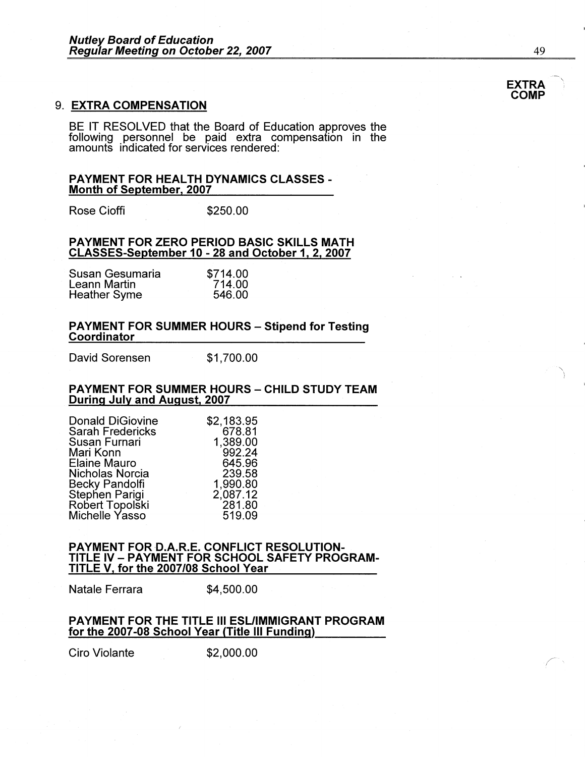EXTRA COMP

## 9. EXTRA COMPENSATION

BE IT RESOLVED that the Board of Education approves the following personnel be paid extra compensation in the amounts indicated for services rendered:

**PAYMENT FOR HEALTH DYNAMICS CLASSES - Month of September, 2007**

| | |
|---|---|
| Rose Cioffi | $250.00 |

**PAYMENT FOR ZERO PERIOD BASIC SKILLS MATH CLASSES-September 10 - 28 and October 1, 2, 2007**

| | |
|---|---|
| Susan Gesumaria | $714.00 |
| Leann Martin | 714.00 |
| Heather Syme | 546.00 |

**PAYMENT FOR SUMMER HOURS – Stipend for Testing Coordinator**

| | |
|---|---|
| David Sorensen | $1,700.00 |

**PAYMENT FOR SUMMER HOURS – CHILD STUDY TEAM During July and August, 2007**

| | |
|---|---|
| Donald DiGiovine | $2,183.95 |
| Sarah Fredericks | 678.81 |
| Susan Furnari | 1,389.00 |
| Mari Konn | 992.24 |
| Elaine Mauro | 645.96 |
| Nicholas Norcia | 239.58 |
| Becky Pandolfi | 1,990.80 |
| Stephen Parigi | 2,087.12 |
| Robert Topolski | 281.80 |
| Michelle Yasso | 519.09 |

**PAYMENT FOR D.A.R.E. CONFLICT RESOLUTION-TITLE IV – PAYMENT FOR SCHOOL SAFETY PROGRAM-TITLE V, for the 2007/08 School Year**

| | |
|---|---|
| Natale Ferrara | $4,500.00 |

**PAYMENT FOR THE TITLE III ESL/IMMIGRANT PROGRAM for the 2007-08 School Year (Title III Funding)**

| | |
|---|---|
| Ciro Violante | $2,000.00 |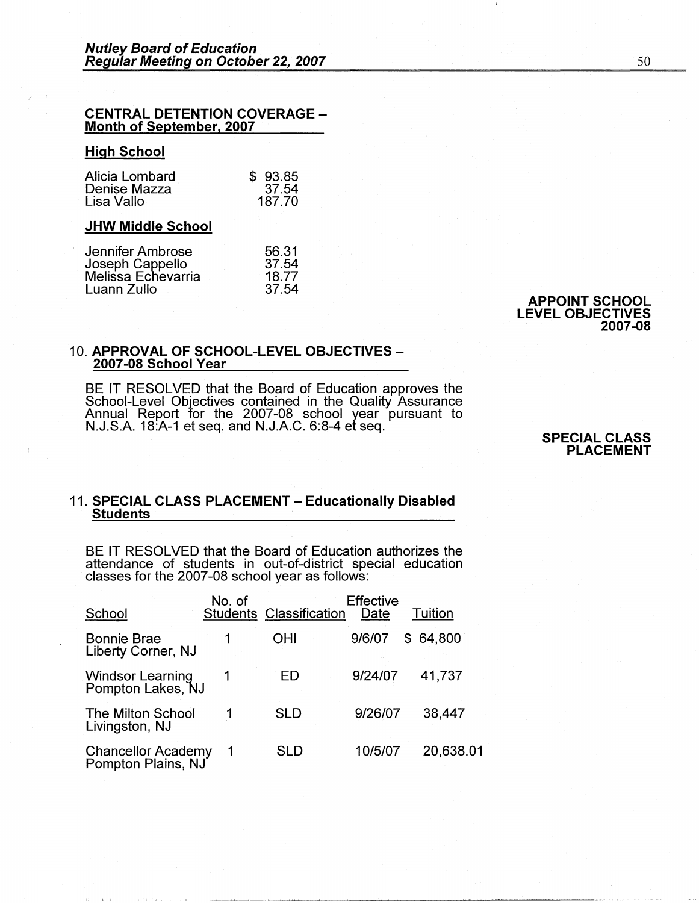**CENTRAL DETENTION COVERAGE – Month of September, 2007**

**High School**

| | |
|---|---|
| Alicia Lombard | $ 93.85 |
| Denise Mazza | 37.54 |
| Lisa Vallo | 187.70 |

**JHW Middle School**

| | |
|---|---|
| Jennifer Ambrose | 56.31 |
| Joseph Cappello | 37.54 |
| Melissa Echevarria | 18.77 |
| Luann Zullo | 37.54 |

**APPOINT SCHOOL LEVEL OBJECTIVES 2007-08**

10. **APPROVAL OF SCHOOL-LEVEL OBJECTIVES – 2007-08 School Year**

BE IT RESOLVED that the Board of Education approves the School-Level Objectives contained in the Quality Assurance Annual Report for the 2007-08 school year pursuant to N.J.S.A. 18:A-1 et seq. and N.J.A.C. 6:8-4 et seq.

**SPECIAL CLASS PLACEMENT**

11. **SPECIAL CLASS PLACEMENT – Educationally Disabled Students**

BE IT RESOLVED that the Board of Education authorizes the attendance of students in out-of-district special education classes for the 2007-08 school year as follows:

| School | No. of Students | Classification | Effective Date | Tuition |
|---|---|---|---|---|
| Bonnie Brae Liberty Corner, NJ | 1 | OHI | 9/6/07 | $ 64,800 |
| Windsor Learning Pompton Lakes, NJ | 1 | ED | 9/24/07 | 41,737 |
| The Milton School Livingston, NJ | 1 | SLD | 9/26/07 | 38,447 |
| Chancellor Academy Pompton Plains, NJ | 1 | SLD | 10/5/07 | 20,638.01 |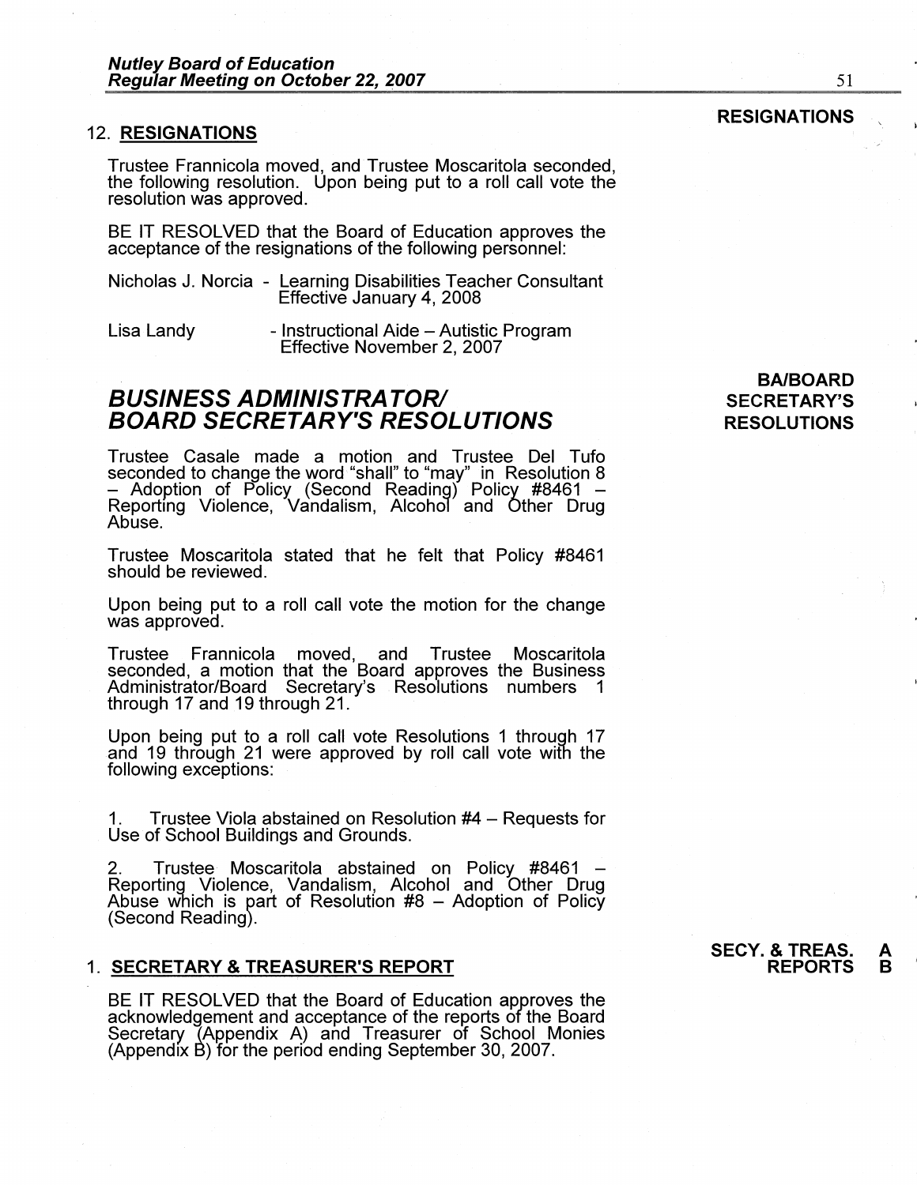**RESIGNATIONS**

## 12. RESIGNATIONS

Trustee Frannicola moved, and Trustee Moscaritola seconded, the following resolution. Upon being put to a roll call vote the resolution was approved.

BE IT RESOLVED that the Board of Education approves the acceptance of the resignations of the following personnel:

Nicholas J. Norcia - Learning Disabilities Teacher Consultant
Effective January 4, 2008

Lisa Landy - Instructional Aide – Autistic Program
Effective November 2, 2007

**BA/BOARD SECRETARY'S RESOLUTIONS**

# *BUSINESS ADMINISTRATOR/ BOARD SECRETARY'S RESOLUTIONS*

Trustee Casale made a motion and Trustee Del Tufo seconded to change the word "shall" to "may" in Resolution 8 – Adoption of Policy (Second Reading) Policy #8461 – Reporting Violence, Vandalism, Alcohol and Other Drug Abuse.

Trustee Moscaritola stated that he felt that Policy #8461 should be reviewed.

Upon being put to a roll call vote the motion for the change was approved.

Trustee Frannicola moved, and Trustee Moscaritola seconded, a motion that the Board approves the Business Administrator/Board Secretary's Resolutions numbers 1 through 17 and 19 through 21.

Upon being put to a roll call vote Resolutions 1 through 17 and 19 through 21 were approved by roll call vote with the following exceptions:

1. Trustee Viola abstained on Resolution #4 – Requests for Use of School Buildings and Grounds.

2. Trustee Moscaritola abstained on Policy #8461 – Reporting Violence, Vandalism, Alcohol and Other Drug Abuse which is part of Resolution #8 – Adoption of Policy (Second Reading).

**SECY. & TREAS. REPORTS** A B

## 1. SECRETARY & TREASURER'S REPORT

BE IT RESOLVED that the Board of Education approves the acknowledgement and acceptance of the reports of the Board Secretary (Appendix A) and Treasurer of School Monies (Appendix B) for the period ending September 30, 2007.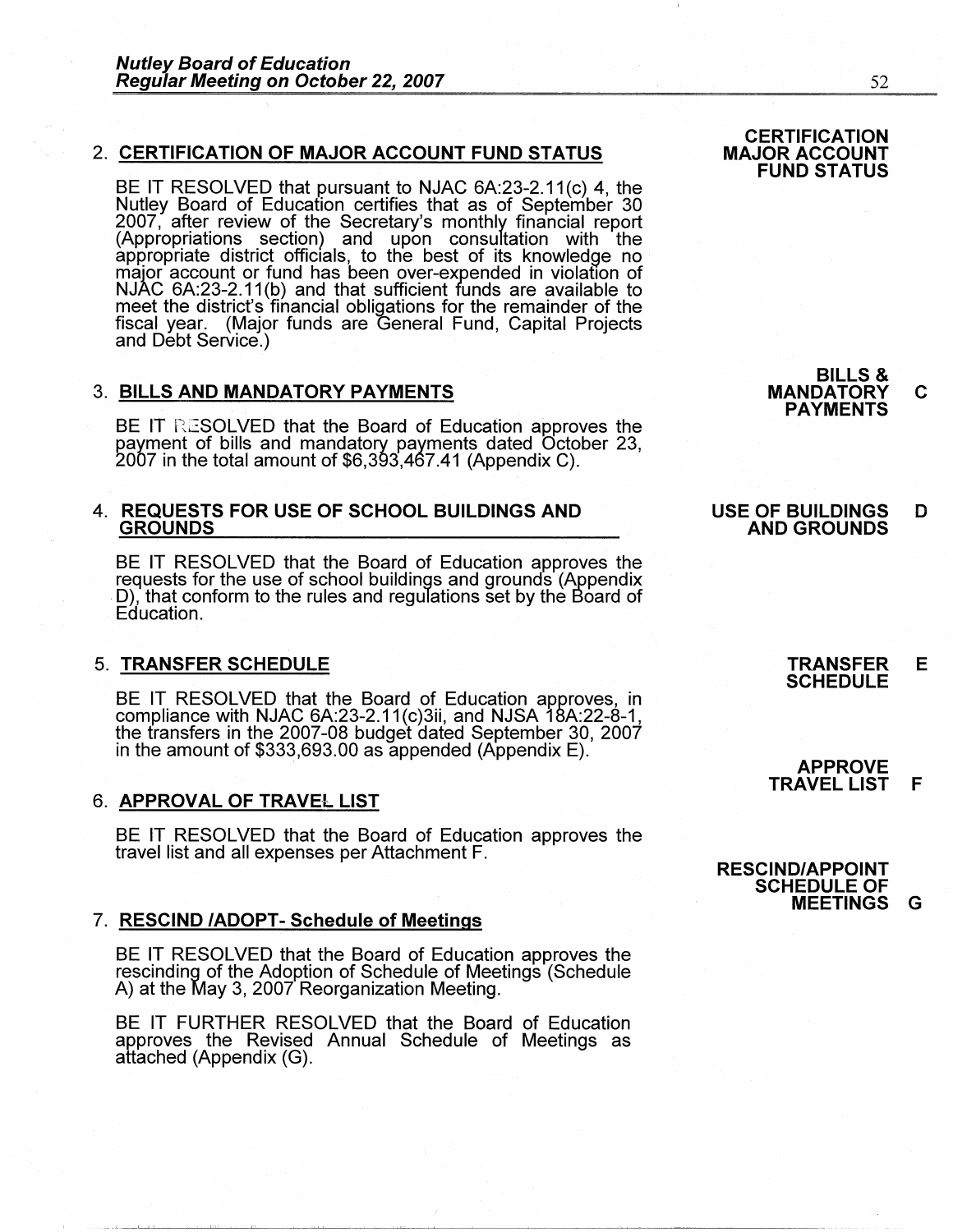2. **CERTIFICATION OF MAJOR ACCOUNT FUND STATUS**

**CERTIFICATION MAJOR ACCOUNT FUND STATUS**

BE IT RESOLVED that pursuant to NJAC 6A:23-2.11(c) 4, the Nutley Board of Education certifies that as of September 30 2007, after review of the Secretary's monthly financial report (Appropriations section) and upon consultation with the appropriate district officials, to the best of its knowledge no major account or fund has been over-expended in violation of NJAC 6A:23-2.11(b) and that sufficient funds are available to meet the district's financial obligations for the remainder of the fiscal year. (Major funds are General Fund, Capital Projects and Debt Service.)

3. **BILLS AND MANDATORY PAYMENTS**

**BILLS & MANDATORY PAYMENTS** **C**

BE IT RESOLVED that the Board of Education approves the payment of bills and mandatory payments dated October 23, 2007 in the total amount of $6,393,467.41 (Appendix C).

4. **REQUESTS FOR USE OF SCHOOL BUILDINGS AND GROUNDS**

**USE OF BUILDINGS AND GROUNDS** **D**

BE IT RESOLVED that the Board of Education approves the requests for the use of school buildings and grounds (Appendix D), that conform to the rules and regulations set by the Board of Education.

5. **TRANSFER SCHEDULE**

**TRANSFER SCHEDULE** **E**

BE IT RESOLVED that the Board of Education approves, in compliance with NJAC 6A:23-2.11(c)3ii, and NJSA 18A:22-8-1, the transfers in the 2007-08 budget dated September 30, 2007 in the amount of $333,693.00 as appended (Appendix E).

6. **APPROVAL OF TRAVEL LIST**

**APPROVE TRAVEL LIST** **F**

BE IT RESOLVED that the Board of Education approves the travel list and all expenses per Attachment F.

7. **RESCIND /ADOPT- Schedule of Meetings**

**RESCIND/APPOINT SCHEDULE OF MEETINGS** **G**

BE IT RESOLVED that the Board of Education approves the rescinding of the Adoption of Schedule of Meetings (Schedule A) at the May 3, 2007 Reorganization Meeting.

BE IT FURTHER RESOLVED that the Board of Education approves the Revised Annual Schedule of Meetings as attached (Appendix (G).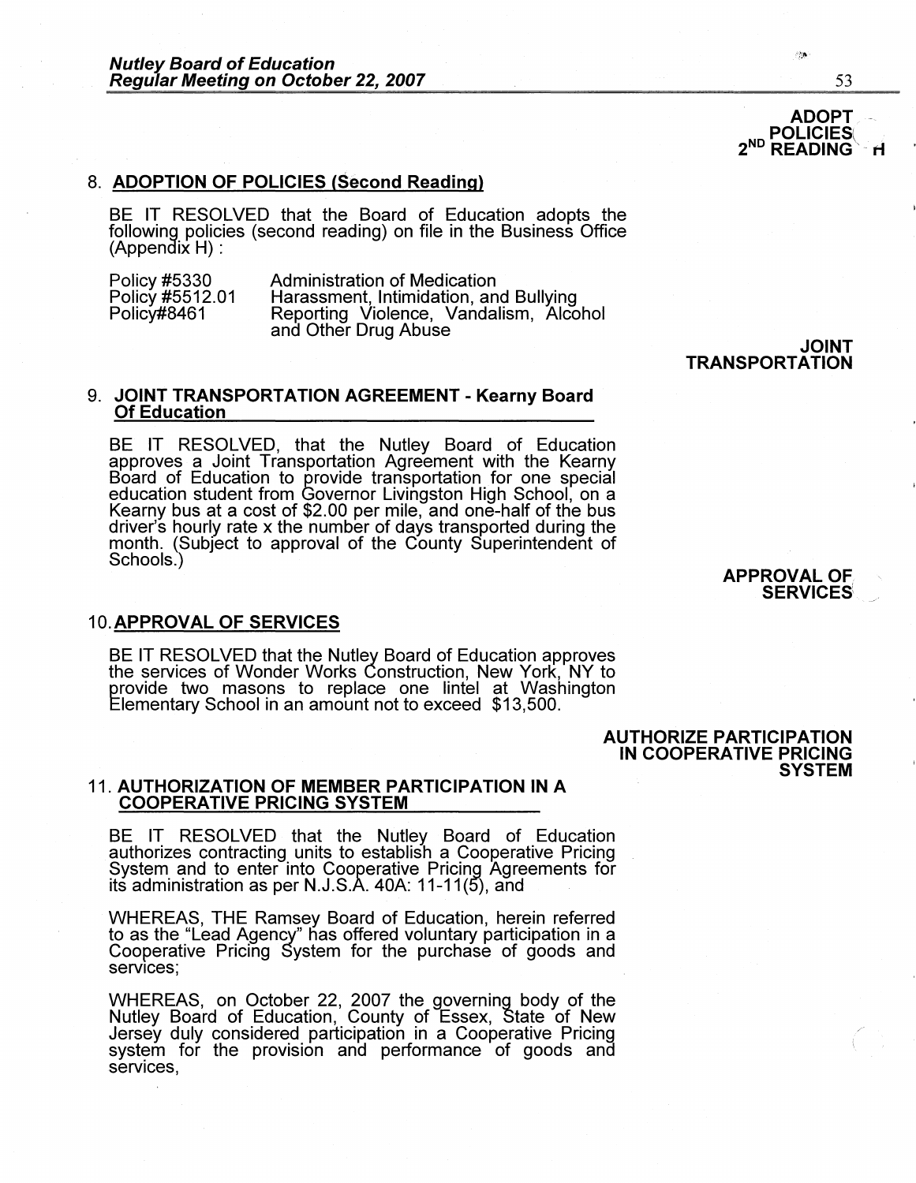**ADOPT POLICIES 2ND READING H**

## 8. ADOPTION OF POLICIES (Second Reading)

BE IT RESOLVED that the Board of Education adopts the following policies (second reading) on file in the Business Office (Appendix H) :

| | |
|---|---|
| Policy #5330 | Administration of Medication |
| Policy #5512.01 | Harassment, Intimidation, and Bullying |
| Policy#8461 | Reporting Violence, Vandalism, Alcohol and Other Drug Abuse |

**JOINT TRANSPORTATION**

## 9. JOINT TRANSPORTATION AGREEMENT - Kearny Board Of Education

BE IT RESOLVED, that the Nutley Board of Education approves a Joint Transportation Agreement with the Kearny Board of Education to provide transportation for one special education student from Governor Livingston High School, on a Kearny bus at a cost of $2.00 per mile, and one-half of the bus driver's hourly rate x the number of days transported during the month. (Subject to approval of the County Superintendent of Schools.)

**APPROVAL OF SERVICES**

## 10. APPROVAL OF SERVICES

BE IT RESOLVED that the Nutley Board of Education approves the services of Wonder Works Construction, New York, NY to provide two masons to replace one lintel at Washington Elementary School in an amount not to exceed $13,500.

**AUTHORIZE PARTICIPATION IN COOPERATIVE PRICING SYSTEM**

## 11. AUTHORIZATION OF MEMBER PARTICIPATION IN A COOPERATIVE PRICING SYSTEM

BE IT RESOLVED that the Nutley Board of Education authorizes contracting units to establish a Cooperative Pricing System and to enter into Cooperative Pricing Agreements for its administration as per N.J.S.A. 40A: 11-11(5), and

WHEREAS, THE Ramsey Board of Education, herein referred to as the "Lead Agency" has offered voluntary participation in a Cooperative Pricing System for the purchase of goods and services;

WHEREAS, on October 22, 2007 the governing body of the Nutley Board of Education, County of Essex, State of New Jersey duly considered participation in a Cooperative Pricing system for the provision and performance of goods and services,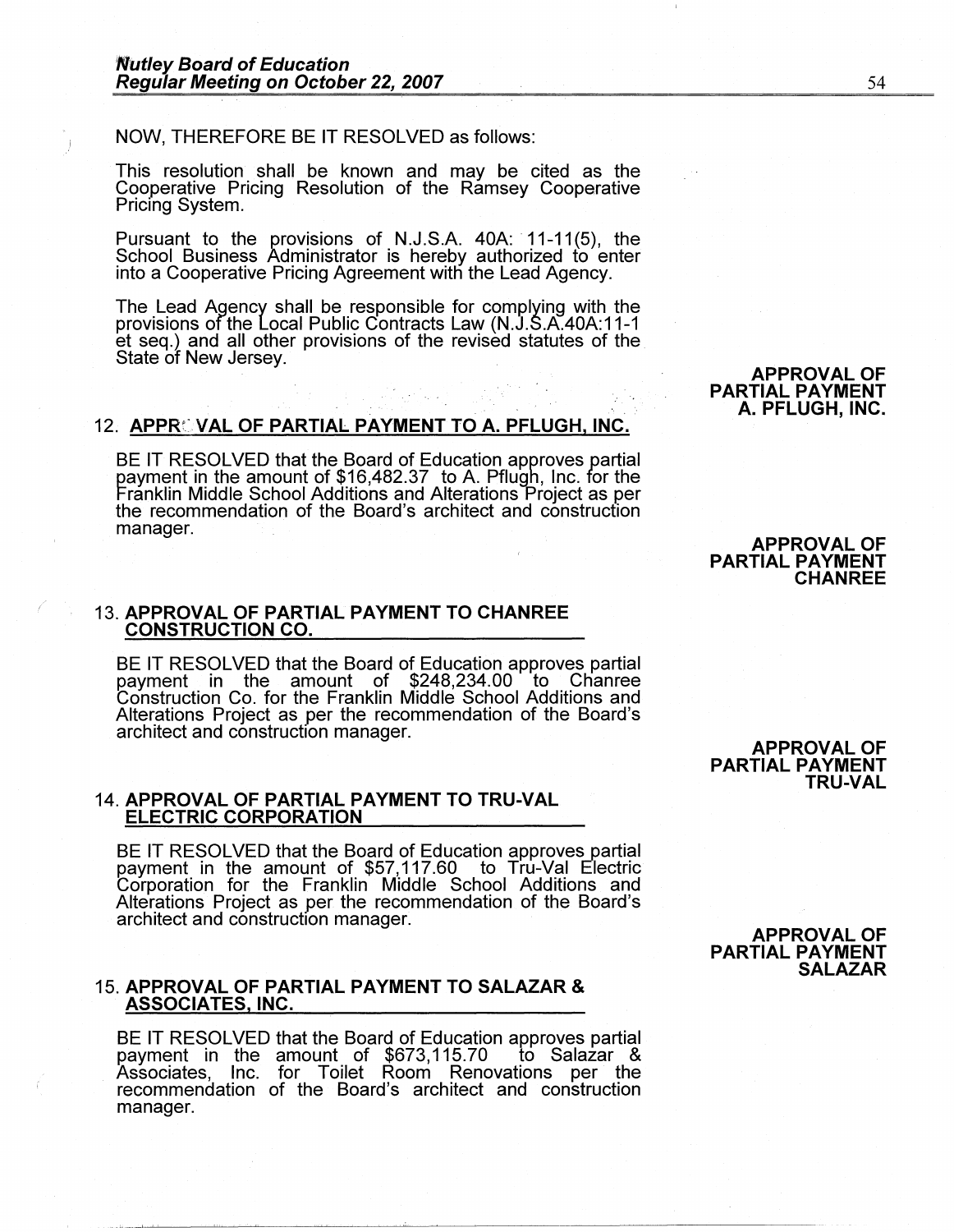NOW, THEREFORE BE IT RESOLVED as follows:

This resolution shall be known and may be cited as the Cooperative Pricing Resolution of the Ramsey Cooperative Pricing System.

Pursuant to the provisions of N.J.S.A. 40A: 11-11(5), the School Business Administrator is hereby authorized to enter into a Cooperative Pricing Agreement with the Lead Agency.

The Lead Agency shall be responsible for complying with the provisions of the Local Public Contracts Law (N.J.S.A.40A:11-1 et seq.) and all other provisions of the revised statutes of the State of New Jersey.

**APPROVAL OF PARTIAL PAYMENT A. PFLUGH, INC.**

12. **APPROVAL OF PARTIAL PAYMENT TO A. PFLUGH, INC.**

BE IT RESOLVED that the Board of Education approves partial payment in the amount of $16,482.37 to A. Pflugh, Inc. for the Franklin Middle School Additions and Alterations Project as per the recommendation of the Board's architect and construction manager.

**APPROVAL OF PARTIAL PAYMENT CHANREE**

13. **APPROVAL OF PARTIAL PAYMENT TO CHANREE CONSTRUCTION CO.**

BE IT RESOLVED that the Board of Education approves partial payment in the amount of $248,234.00 to Chanree Construction Co. for the Franklin Middle School Additions and Alterations Project as per the recommendation of the Board's architect and construction manager.

**APPROVAL OF PARTIAL PAYMENT TRU-VAL**

14. **APPROVAL OF PARTIAL PAYMENT TO TRU-VAL ELECTRIC CORPORATION**

BE IT RESOLVED that the Board of Education approves partial payment in the amount of $57,117.60 to Tru-Val Electric Corporation for the Franklin Middle School Additions and Alterations Project as per the recommendation of the Board's architect and construction manager.

**APPROVAL OF PARTIAL PAYMENT SALAZAR**

15. **APPROVAL OF PARTIAL PAYMENT TO SALAZAR & ASSOCIATES, INC.**

BE IT RESOLVED that the Board of Education approves partial payment in the amount of $673,115.70 to Salazar & Associates, Inc. for Toilet Room Renovations per the recommendation of the Board's architect and construction manager.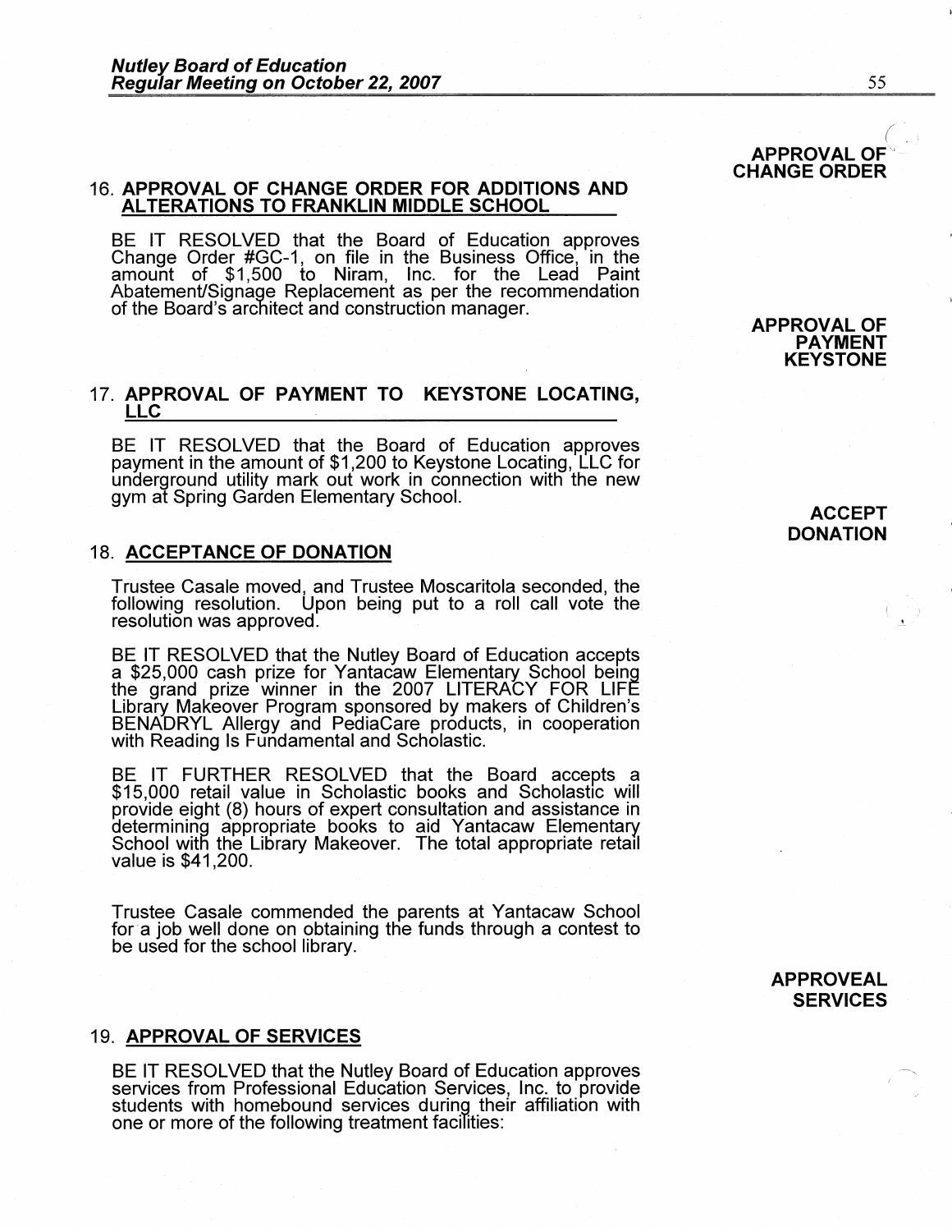**APPROVAL OF CHANGE ORDER**

16. **APPROVAL OF CHANGE ORDER FOR ADDITIONS AND ALTERATIONS TO FRANKLIN MIDDLE SCHOOL**

BE IT RESOLVED that the Board of Education approves Change Order #GC-1, on file in the Business Office, in the amount of $1,500 to Niram, Inc. for the Lead Paint Abatement/Signage Replacement as per the recommendation of the Board's architect and construction manager.

**APPROVAL OF PAYMENT KEYSTONE**

17. **APPROVAL OF PAYMENT TO KEYSTONE LOCATING, LLC**

BE IT RESOLVED that the Board of Education approves payment in the amount of $1,200 to Keystone Locating, LLC for underground utility mark out work in connection with the new gym at Spring Garden Elementary School.

**ACCEPT DONATION**

18. **ACCEPTANCE OF DONATION**

Trustee Casale moved, and Trustee Moscaritola seconded, the following resolution. Upon being put to a roll call vote the resolution was approved.

BE IT RESOLVED that the Nutley Board of Education accepts a $25,000 cash prize for Yantacaw Elementary School being the grand prize winner in the 2007 LITERACY FOR LIFE Library Makeover Program sponsored by makers of Children's BENADRYL Allergy and PediaCare products, in cooperation with Reading Is Fundamental and Scholastic.

BE IT FURTHER RESOLVED that the Board accepts a $15,000 retail value in Scholastic books and Scholastic will provide eight (8) hours of expert consultation and assistance in determining appropriate books to aid Yantacaw Elementary School with the Library Makeover. The total appropriate retail value is $41,200.

Trustee Casale commended the parents at Yantacaw School for a job well done on obtaining the funds through a contest to be used for the school library.

**APPROVEAL SERVICES**

19. **APPROVAL OF SERVICES**

BE IT RESOLVED that the Nutley Board of Education approves services from Professional Education Services, Inc. to provide students with homebound services during their affiliation with one or more of the following treatment facilities: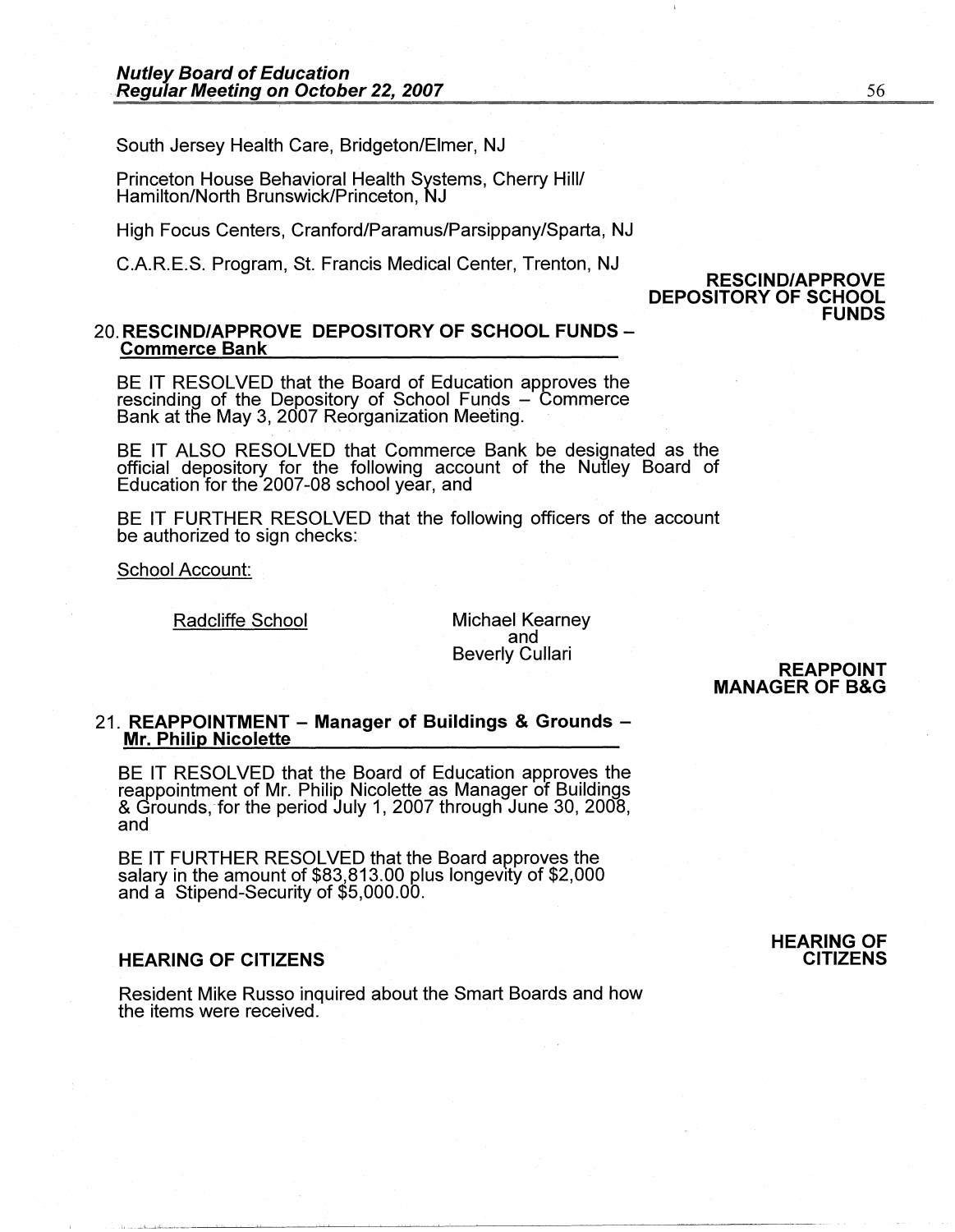South Jersey Health Care, Bridgeton/Elmer, NJ

Princeton House Behavioral Health Systems, Cherry Hill/ Hamilton/North Brunswick/Princeton, NJ

High Focus Centers, Cranford/Paramus/Parsippany/Sparta, NJ

C.A.R.E.S. Program, St. Francis Medical Center, Trenton, NJ

**RESCIND/APPROVE DEPOSITORY OF SCHOOL FUNDS**

20. **RESCIND/APPROVE DEPOSITORY OF SCHOOL FUNDS – Commerce Bank**

BE IT RESOLVED that the Board of Education approves the rescinding of the Depository of School Funds – Commerce Bank at the May 3, 2007 Reorganization Meeting.

BE IT ALSO RESOLVED that Commerce Bank be designated as the official depository for the following account of the Nutley Board of Education for the 2007-08 school year, and

BE IT FURTHER RESOLVED that the following officers of the account be authorized to sign checks:

School Account:

| Radcliffe School | Michael Kearney and Beverly Cullari |
|---|---|

**REAPPOINT MANAGER OF B&G**

21. **REAPPOINTMENT – Manager of Buildings & Grounds – Mr. Philip Nicolette**

BE IT RESOLVED that the Board of Education approves the reappointment of Mr. Philip Nicolette as Manager of Buildings & Grounds, for the period July 1, 2007 through June 30, 2008, and

BE IT FURTHER RESOLVED that the Board approves the salary in the amount of $83,813.00 plus longevity of $2,000 and a Stipend-Security of $5,000.00.

**HEARING OF CITIZENS**

**HEARING OF CITIZENS**

Resident Mike Russo inquired about the Smart Boards and how the items were received.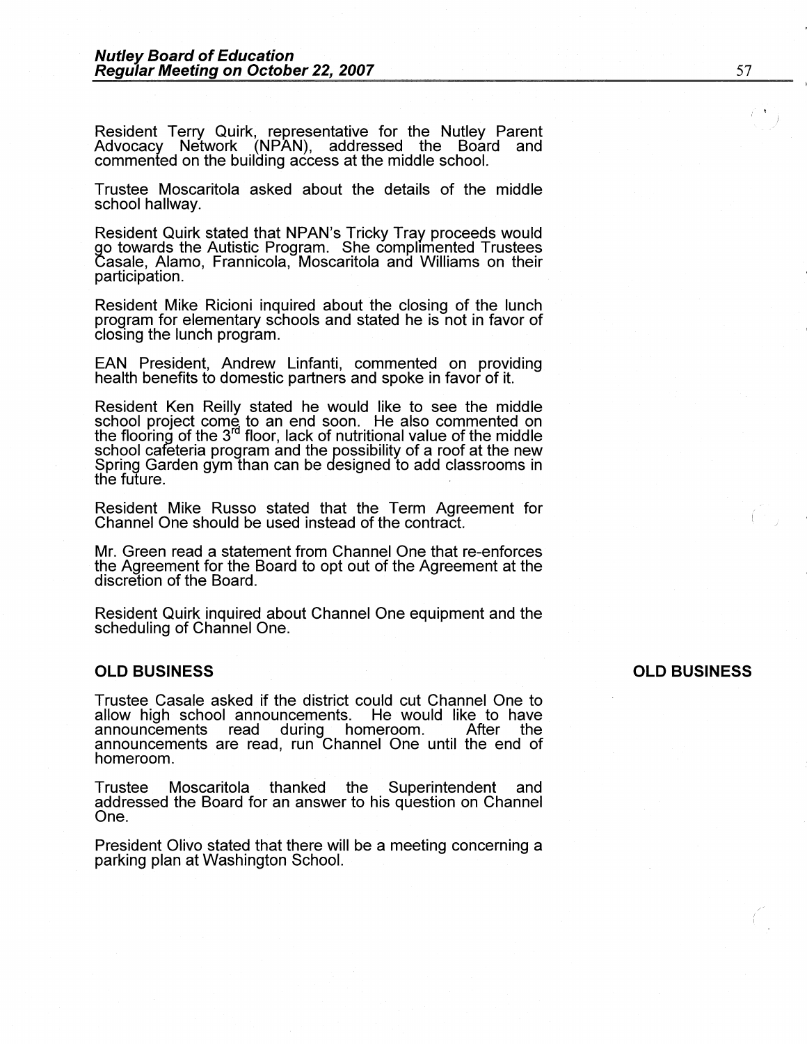Resident Terry Quirk, representative for the Nutley Parent Advocacy Network (NPAN), addressed the Board and commented on the building access at the middle school.

Trustee Moscaritola asked about the details of the middle school hallway.

Resident Quirk stated that NPAN's Tricky Tray proceeds would go towards the Autistic Program. She complimented Trustees Casale, Alamo, Frannicola, Moscaritola and Williams on their participation.

Resident Mike Ricioni inquired about the closing of the lunch program for elementary schools and stated he is not in favor of closing the lunch program.

EAN President, Andrew Linfanti, commented on providing health benefits to domestic partners and spoke in favor of it.

Resident Ken Reilly stated he would like to see the middle school project come to an end soon. He also commented on the flooring of the 3rd floor, lack of nutritional value of the middle school cafeteria program and the possibility of a roof at the new Spring Garden gym than can be designed to add classrooms in the future.

Resident Mike Russo stated that the Term Agreement for Channel One should be used instead of the contract.

Mr. Green read a statement from Channel One that re-enforces the Agreement for the Board to opt out of the Agreement at the discretion of the Board.

Resident Quirk inquired about Channel One equipment and the scheduling of Channel One.

## OLD BUSINESS

Trustee Casale asked if the district could cut Channel One to allow high school announcements. He would like to have announcements read during homeroom. After the announcements are read, run Channel One until the end of homeroom.

Trustee Moscaritola thanked the Superintendent and addressed the Board for an answer to his question on Channel One.

President Olivo stated that there will be a meeting concerning a parking plan at Washington School.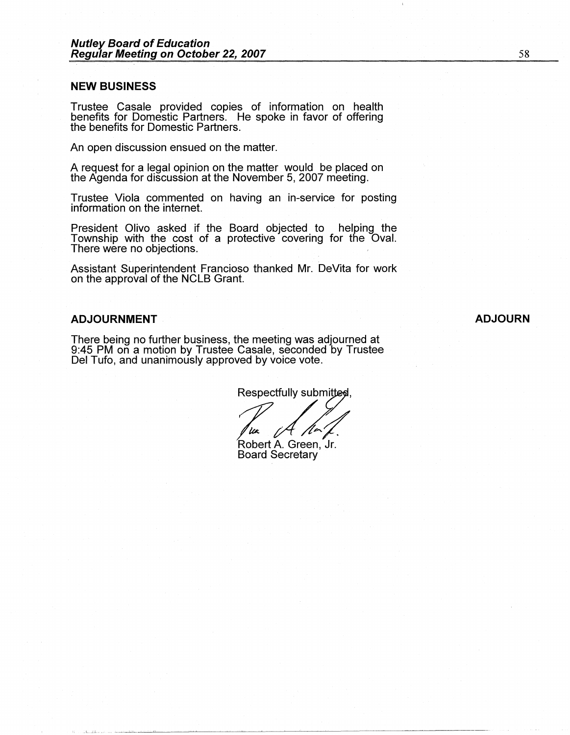## NEW BUSINESS

Trustee Casale provided copies of information on health benefits for Domestic Partners. He spoke in favor of offering the benefits for Domestic Partners.

An open discussion ensued on the matter.

A request for a legal opinion on the matter would be placed on the Agenda for discussion at the November 5, 2007 meeting.

Trustee Viola commented on having an in-service for posting information on the internet.

President Olivo asked if the Board objected to helping the Township with the cost of a protective covering for the Oval. There were no objections.

Assistant Superintendent Francioso thanked Mr. DeVita for work on the approval of the NCLB Grant.

## ADJOURNMENT

**ADJOURN**

There being no further business, the meeting was adjourned at 9:45 PM on a motion by Trustee Casale, seconded by Trustee Del Tufo, and unanimously approved by voice vote.

Respectfully submitted,

Robert A. Green, Jr.
Board Secretary